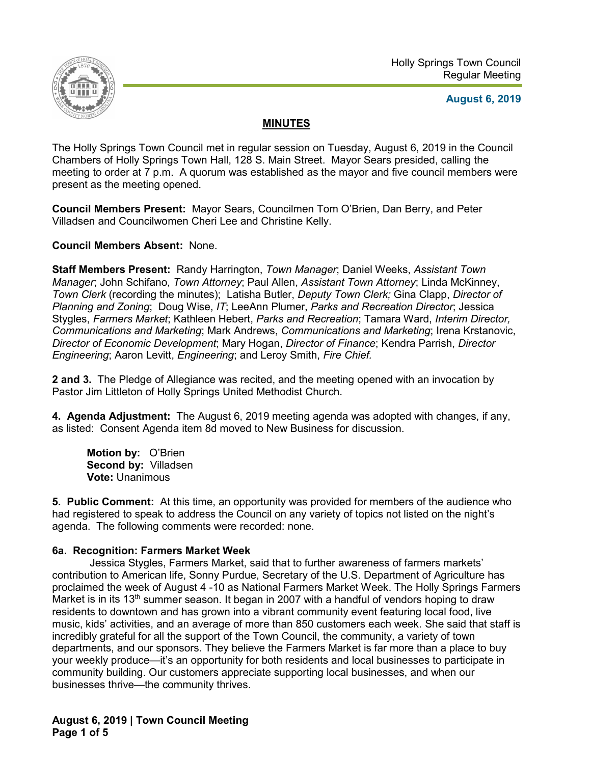Holly Springs Town Council
Regular Meeting

**August 6, 2019**

## MINUTES

The Holly Springs Town Council met in regular session on Tuesday, August 6, 2019 in the Council Chambers of Holly Springs Town Hall, 128 S. Main Street. Mayor Sears presided, calling the meeting to order at 7 p.m. A quorum was established as the mayor and five council members were present as the meeting opened.

**Council Members Present:** Mayor Sears, Councilmen Tom O'Brien, Dan Berry, and Peter Villadsen and Councilwomen Cheri Lee and Christine Kelly.

**Council Members Absent:** None.

**Staff Members Present:** Randy Harrington, *Town Manager*; Daniel Weeks, *Assistant Town Manager*; John Schifano, *Town Attorney*; Paul Allen, *Assistant Town Attorney*; Linda McKinney, *Town Clerk* (recording the minutes); Latisha Butler, *Deputy Town Clerk;* Gina Clapp, *Director of Planning and Zoning*; Doug Wise, *IT*; LeeAnn Plumer, *Parks and Recreation Director*; Jessica Stygles, *Farmers Market*; Kathleen Hebert, *Parks and Recreation*; Tamara Ward, *Interim Director, Communications and Marketing*; Mark Andrews, *Communications and Marketing*; Irena Krstanovic, *Director of Economic Development*; Mary Hogan, *Director of Finance*; Kendra Parrish, *Director Engineering*; Aaron Levitt, *Engineering*; and Leroy Smith, *Fire Chief.*

**2 and 3.** The Pledge of Allegiance was recited, and the meeting opened with an invocation by Pastor Jim Littleton of Holly Springs United Methodist Church.

**4. Agenda Adjustment:** The August 6, 2019 meeting agenda was adopted with changes, if any, as listed: Consent Agenda item 8d moved to New Business for discussion.

> **Motion by:** O'Brien
> **Second by:** Villadsen
> **Vote:** Unanimous

**5. Public Comment:** At this time, an opportunity was provided for members of the audience who had registered to speak to address the Council on any variety of topics not listed on the night's agenda. The following comments were recorded: none.

**6a. Recognition: Farmers Market Week**

Jessica Stygles, Farmers Market, said that to further awareness of farmers markets' contribution to American life, Sonny Purdue, Secretary of the U.S. Department of Agriculture has proclaimed the week of August 4 -10 as National Farmers Market Week. The Holly Springs Farmers Market is in its 13th summer season. It began in 2007 with a handful of vendors hoping to draw residents to downtown and has grown into a vibrant community event featuring local food, live music, kids' activities, and an average of more than 850 customers each week. She said that staff is incredibly grateful for all the support of the Town Council, the community, a variety of town departments, and our sponsors. They believe the Farmers Market is far more than a place to buy your weekly produce—it's an opportunity for both residents and local businesses to participate in community building. Our customers appreciate supporting local businesses, and when our businesses thrive—the community thrives.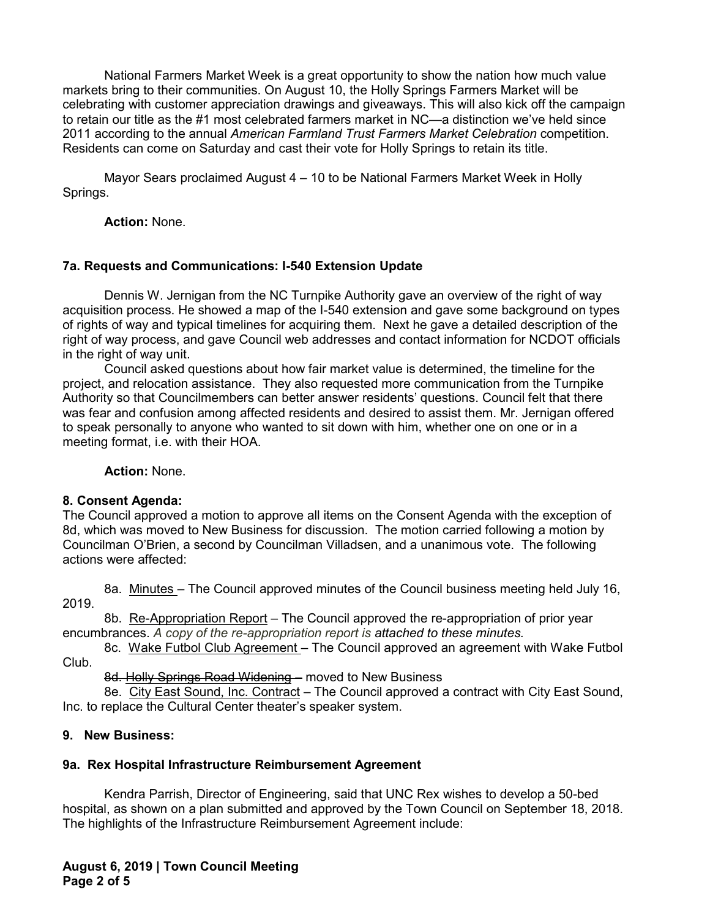National Farmers Market Week is a great opportunity to show the nation how much value markets bring to their communities. On August 10, the Holly Springs Farmers Market will be celebrating with customer appreciation drawings and giveaways. This will also kick off the campaign to retain our title as the #1 most celebrated farmers market in NC—a distinction we've held since 2011 according to the annual *American Farmland Trust Farmers Market Celebration* competition. Residents can come on Saturday and cast their vote for Holly Springs to retain its title.

Mayor Sears proclaimed August 4 – 10 to be National Farmers Market Week in Holly Springs.

**Action:** None.

### 7a. Requests and Communications: I-540 Extension Update

Dennis W. Jernigan from the NC Turnpike Authority gave an overview of the right of way acquisition process. He showed a map of the I-540 extension and gave some background on types of rights of way and typical timelines for acquiring them. Next he gave a detailed description of the right of way process, and gave Council web addresses and contact information for NCDOT officials in the right of way unit.

Council asked questions about how fair market value is determined, the timeline for the project, and relocation assistance. They also requested more communication from the Turnpike Authority so that Councilmembers can better answer residents' questions. Council felt that there was fear and confusion among affected residents and desired to assist them. Mr. Jernigan offered to speak personally to anyone who wanted to sit down with him, whether one on one or in a meeting format, i.e. with their HOA.

**Action:** None.

### 8. Consent Agenda:

The Council approved a motion to approve all items on the Consent Agenda with the exception of 8d, which was moved to New Business for discussion. The motion carried following a motion by Councilman O'Brien, a second by Councilman Villadsen, and a unanimous vote. The following actions were affected:

8a. Minutes – The Council approved minutes of the Council business meeting held July 16, 2019.

8b. Re-Appropriation Report – The Council approved the re-appropriation of prior year encumbrances. *A copy of the re-appropriation report is attached to these minutes.*

8c. Wake Futbol Club Agreement – The Council approved an agreement with Wake Futbol Club.

~~8d. Holly Springs Road Widening –~~ moved to New Business

8e. City East Sound, Inc. Contract – The Council approved a contract with City East Sound, Inc. to replace the Cultural Center theater's speaker system.

### 9. New Business:

### 9a. Rex Hospital Infrastructure Reimbursement Agreement

Kendra Parrish, Director of Engineering, said that UNC Rex wishes to develop a 50-bed hospital, as shown on a plan submitted and approved by the Town Council on September 18, 2018. The highlights of the Infrastructure Reimbursement Agreement include: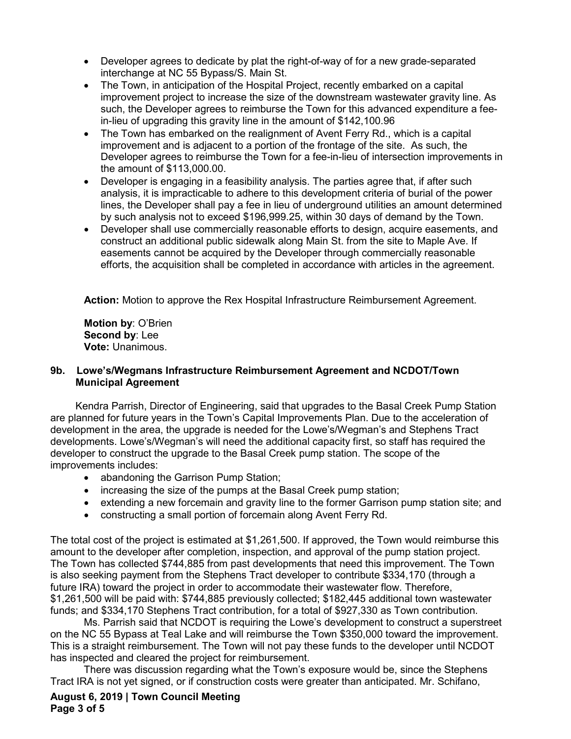- Developer agrees to dedicate by plat the right-of-way of for a new grade-separated interchange at NC 55 Bypass/S. Main St.
- The Town, in anticipation of the Hospital Project, recently embarked on a capital improvement project to increase the size of the downstream wastewater gravity line. As such, the Developer agrees to reimburse the Town for this advanced expenditure a fee-in-lieu of upgrading this gravity line in the amount of $142,100.96
- The Town has embarked on the realignment of Avent Ferry Rd., which is a capital improvement and is adjacent to a portion of the frontage of the site. As such, the Developer agrees to reimburse the Town for a fee-in-lieu of intersection improvements in the amount of $113,000.00.
- Developer is engaging in a feasibility analysis. The parties agree that, if after such analysis, it is impracticable to adhere to this development criteria of burial of the power lines, the Developer shall pay a fee in lieu of underground utilities an amount determined by such analysis not to exceed $196,999.25, within 30 days of demand by the Town.
- Developer shall use commercially reasonable efforts to design, acquire easements, and construct an additional public sidewalk along Main St. from the site to Maple Ave. If easements cannot be acquired by the Developer through commercially reasonable efforts, the acquisition shall be completed in accordance with articles in the agreement.

**Action:** Motion to approve the Rex Hospital Infrastructure Reimbursement Agreement.

**Motion by**: O'Brien
**Second by**: Lee
**Vote:** Unanimous.

### 9b. Lowe's/Wegmans Infrastructure Reimbursement Agreement and NCDOT/Town Municipal Agreement

Kendra Parrish, Director of Engineering, said that upgrades to the Basal Creek Pump Station are planned for future years in the Town's Capital Improvements Plan. Due to the acceleration of development in the area, the upgrade is needed for the Lowe's/Wegman's and Stephens Tract developments. Lowe's/Wegman's will need the additional capacity first, so staff has required the developer to construct the upgrade to the Basal Creek pump station. The scope of the improvements includes:

- abandoning the Garrison Pump Station;
- increasing the size of the pumps at the Basal Creek pump station;
- extending a new forcemain and gravity line to the former Garrison pump station site; and
- constructing a small portion of forcemain along Avent Ferry Rd.

The total cost of the project is estimated at $1,261,500. If approved, the Town would reimburse this amount to the developer after completion, inspection, and approval of the pump station project. The Town has collected $744,885 from past developments that need this improvement. The Town is also seeking payment from the Stephens Tract developer to contribute $334,170 (through a future IRA) toward the project in order to accommodate their wastewater flow. Therefore, $1,261,500 will be paid with: $744,885 previously collected; $182,445 additional town wastewater funds; and $334,170 Stephens Tract contribution, for a total of $927,330 as Town contribution.

Ms. Parrish said that NCDOT is requiring the Lowe's development to construct a superstreet on the NC 55 Bypass at Teal Lake and will reimburse the Town $350,000 toward the improvement. This is a straight reimbursement. The Town will not pay these funds to the developer until NCDOT has inspected and cleared the project for reimbursement.

There was discussion regarding what the Town's exposure would be, since the Stephens Tract IRA is not yet signed, or if construction costs were greater than anticipated. Mr. Schifano,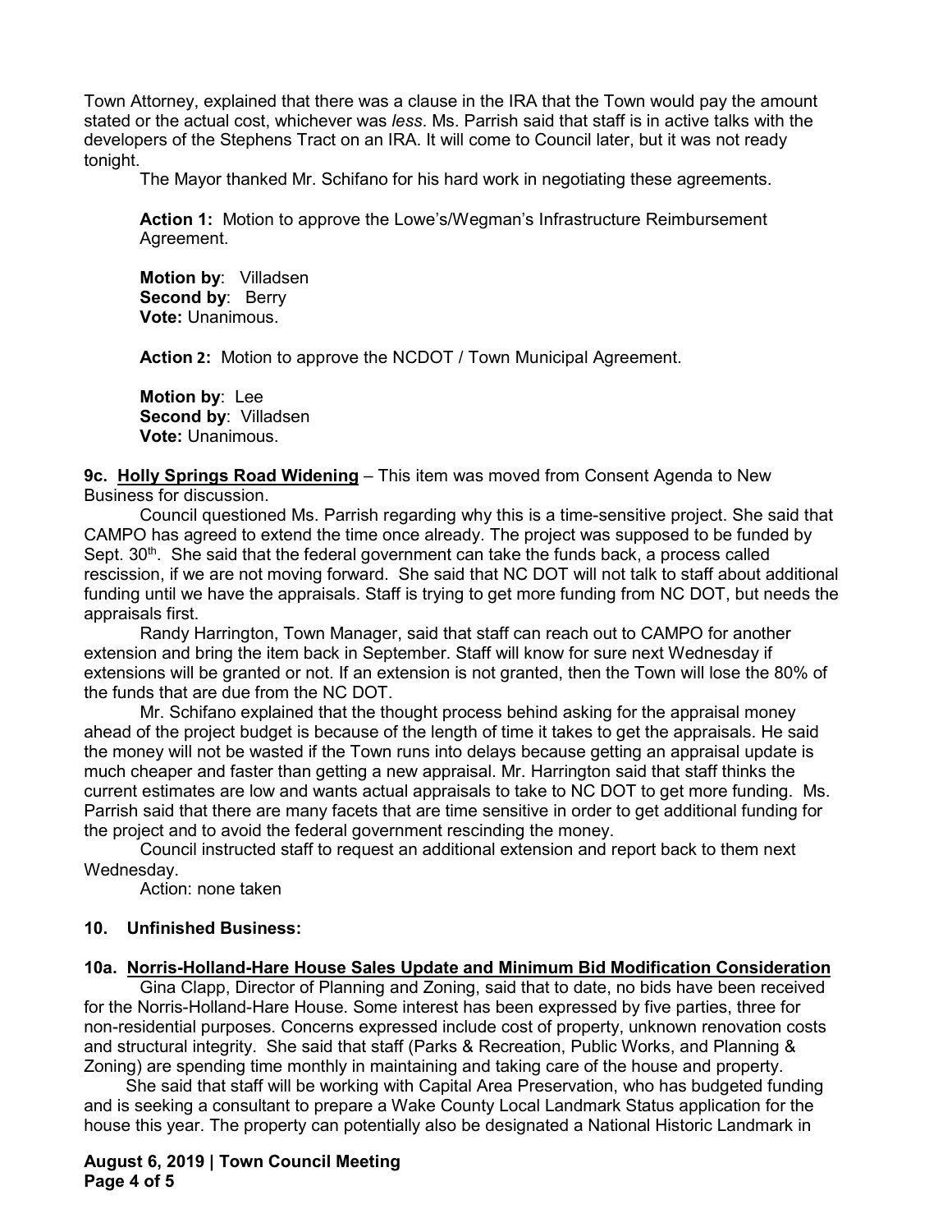Town Attorney, explained that there was a clause in the IRA that the Town would pay the amount stated or the actual cost, whichever was *less*. Ms. Parrish said that staff is in active talks with the developers of the Stephens Tract on an IRA. It will come to Council later, but it was not ready tonight.

The Mayor thanked Mr. Schifano for his hard work in negotiating these agreements.

**Action 1:** Motion to approve the Lowe's/Wegman's Infrastructure Reimbursement Agreement.

**Motion by**: Villadsen
**Second by**: Berry
**Vote:** Unanimous.

**Action 2:** Motion to approve the NCDOT / Town Municipal Agreement.

**Motion by**: Lee
**Second by**: Villadsen
**Vote:** Unanimous.

**9c. <u>Holly Springs Road Widening</u>** – This item was moved from Consent Agenda to New Business for discussion.

Council questioned Ms. Parrish regarding why this is a time-sensitive project. She said that CAMPO has agreed to extend the time once already. The project was supposed to be funded by Sept. 30th. She said that the federal government can take the funds back, a process called rescission, if we are not moving forward. She said that NC DOT will not talk to staff about additional funding until we have the appraisals. Staff is trying to get more funding from NC DOT, but needs the appraisals first.

Randy Harrington, Town Manager, said that staff can reach out to CAMPO for another extension and bring the item back in September. Staff will know for sure next Wednesday if extensions will be granted or not. If an extension is not granted, then the Town will lose the 80% of the funds that are due from the NC DOT.

Mr. Schifano explained that the thought process behind asking for the appraisal money ahead of the project budget is because of the length of time it takes to get the appraisals. He said the money will not be wasted if the Town runs into delays because getting an appraisal update is much cheaper and faster than getting a new appraisal. Mr. Harrington said that staff thinks the current estimates are low and wants actual appraisals to take to NC DOT to get more funding. Ms. Parrish said that there are many facets that are time sensitive in order to get additional funding for the project and to avoid the federal government rescinding the money.

Council instructed staff to request an additional extension and report back to them next Wednesday.

Action: none taken

## 10. Unfinished Business:

**10a. <u>Norris-Holland-Hare House Sales Update and Minimum Bid Modification Consideration</u>**

Gina Clapp, Director of Planning and Zoning, said that to date, no bids have been received for the Norris-Holland-Hare House. Some interest has been expressed by five parties, three for non-residential purposes. Concerns expressed include cost of property, unknown renovation costs and structural integrity. She said that staff (Parks & Recreation, Public Works, and Planning & Zoning) are spending time monthly in maintaining and taking care of the house and property.

She said that staff will be working with Capital Area Preservation, who has budgeted funding and is seeking a consultant to prepare a Wake County Local Landmark Status application for the house this year. The property can potentially also be designated a National Historic Landmark in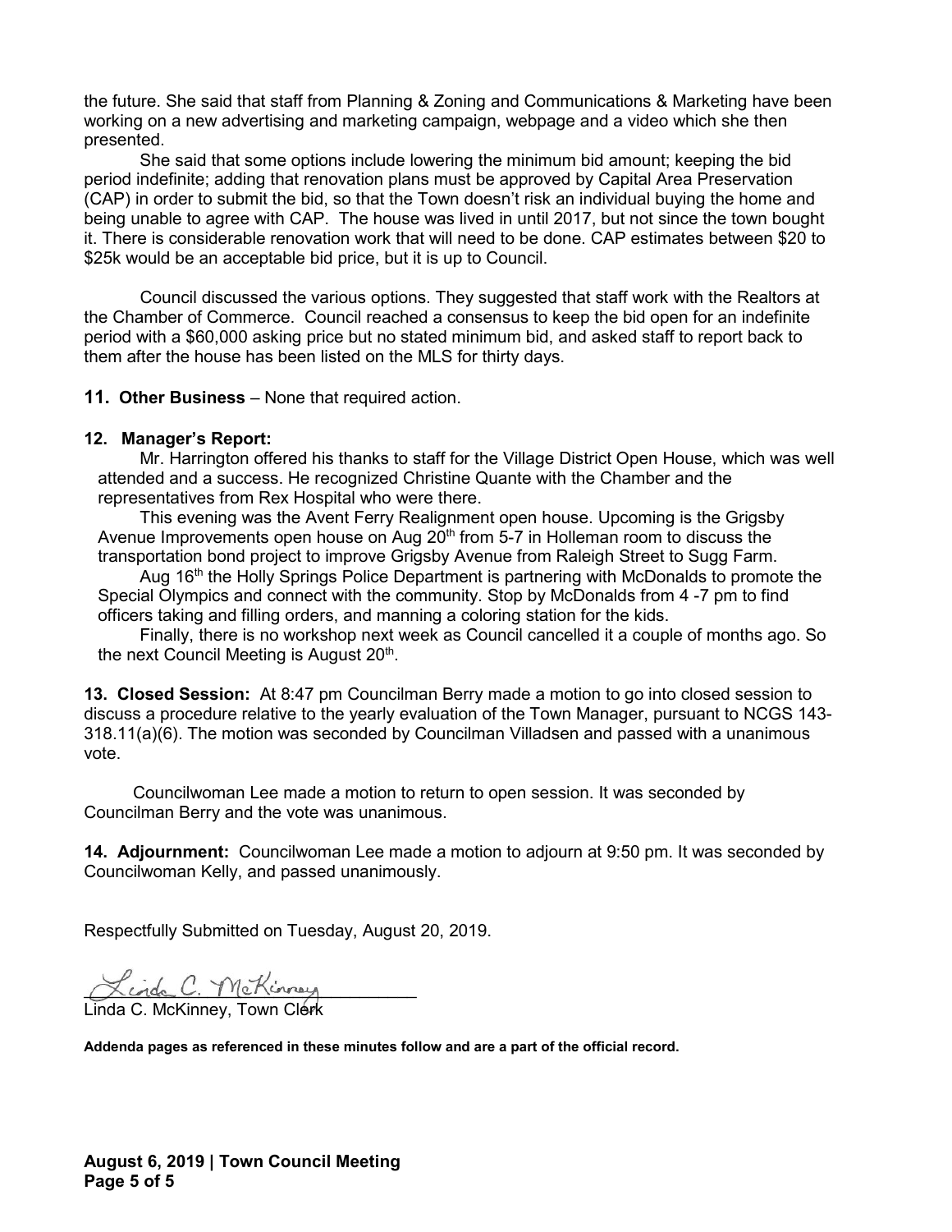the future. She said that staff from Planning & Zoning and Communications & Marketing have been working on a new advertising and marketing campaign, webpage and a video which she then presented.

She said that some options include lowering the minimum bid amount; keeping the bid period indefinite; adding that renovation plans must be approved by Capital Area Preservation (CAP) in order to submit the bid, so that the Town doesn't risk an individual buying the home and being unable to agree with CAP. The house was lived in until 2017, but not since the town bought it. There is considerable renovation work that will need to be done. CAP estimates between $20 to $25k would be an acceptable bid price, but it is up to Council.

Council discussed the various options. They suggested that staff work with the Realtors at the Chamber of Commerce. Council reached a consensus to keep the bid open for an indefinite period with a $60,000 asking price but no stated minimum bid, and asked staff to report back to them after the house has been listed on the MLS for thirty days.

**11. Other Business** – None that required action.

**12. Manager's Report:**

Mr. Harrington offered his thanks to staff for the Village District Open House, which was well attended and a success. He recognized Christine Quante with the Chamber and the representatives from Rex Hospital who were there.

This evening was the Avent Ferry Realignment open house. Upcoming is the Grigsby Avenue Improvements open house on Aug 20th from 5-7 in Holleman room to discuss the transportation bond project to improve Grigsby Avenue from Raleigh Street to Sugg Farm.

Aug 16th the Holly Springs Police Department is partnering with McDonalds to promote the Special Olympics and connect with the community. Stop by McDonalds from 4 -7 pm to find officers taking and filling orders, and manning a coloring station for the kids.

Finally, there is no workshop next week as Council cancelled it a couple of months ago. So the next Council Meeting is August 20th.

**13. Closed Session:** At 8:47 pm Councilman Berry made a motion to go into closed session to discuss a procedure relative to the yearly evaluation of the Town Manager, pursuant to NCGS 143-318.11(a)(6). The motion was seconded by Councilman Villadsen and passed with a unanimous vote.

Councilwoman Lee made a motion to return to open session. It was seconded by Councilman Berry and the vote was unanimous.

**14. Adjournment:** Councilwoman Lee made a motion to adjourn at 9:50 pm. It was seconded by Councilwoman Kelly, and passed unanimously.

Respectfully Submitted on Tuesday, August 20, 2019.

Linda C. McKinney

Linda C. McKinney, Town Clerk

**Addenda pages as referenced in these minutes follow and are a part of the official record.**

**August 6, 2019 | Town Council Meeting**